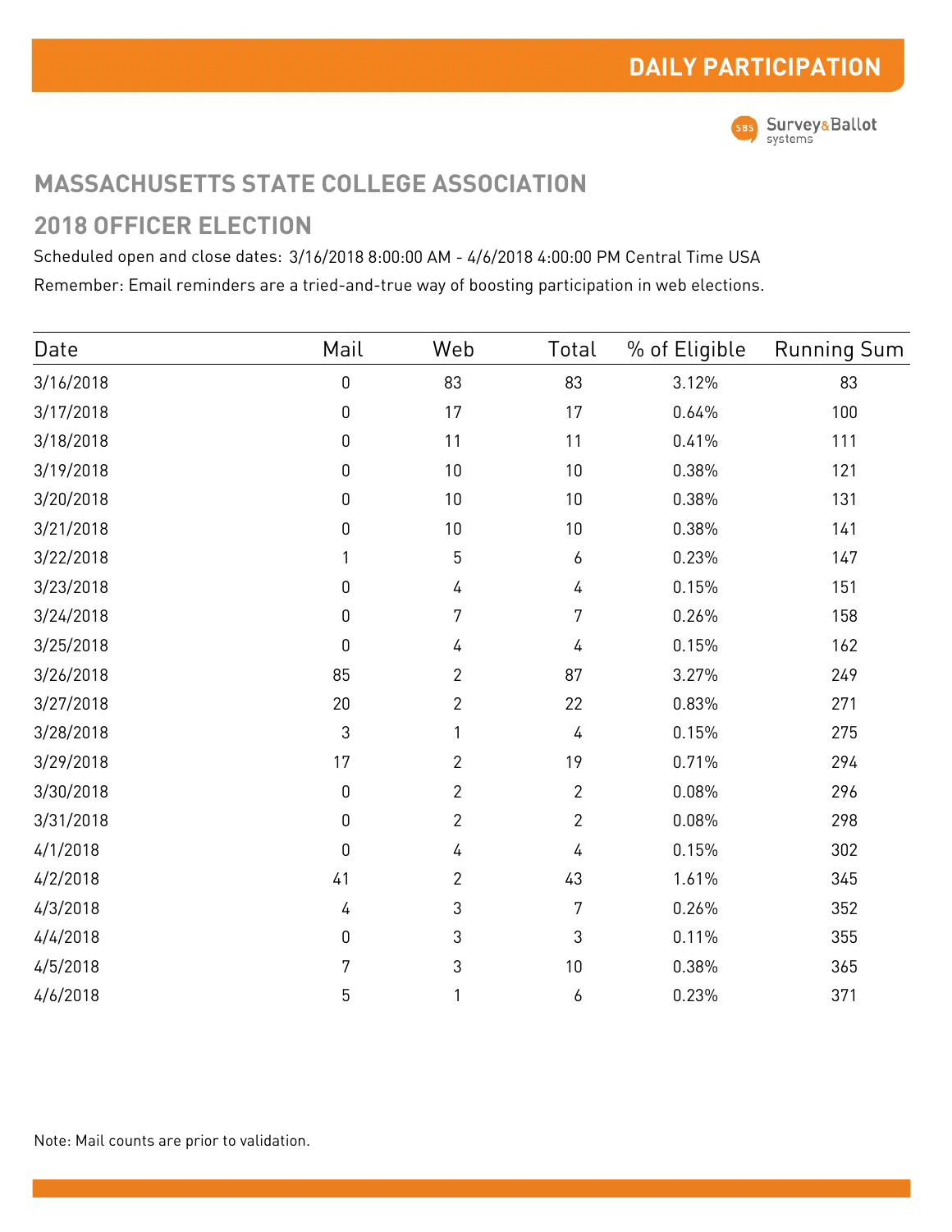# DAILY PARTICIPATION

## MASSACHUSETTS STATE COLLEGE ASSOCIATION

## 2018 OFFICER ELECTION

Scheduled open and close dates: 3/16/2018 8:00:00 AM - 4/6/2018 4:00:00 PM Central Time USA

Remember: Email reminders are a tried-and-true way of boosting participation in web elections.

| Date | Mail | Web | Total | % of Eligible | Running Sum |
|---|---|---|---|---|---|
| 3/16/2018 | 0 | 83 | 83 | 3.12% | 83 |
| 3/17/2018 | 0 | 17 | 17 | 0.64% | 100 |
| 3/18/2018 | 0 | 11 | 11 | 0.41% | 111 |
| 3/19/2018 | 0 | 10 | 10 | 0.38% | 121 |
| 3/20/2018 | 0 | 10 | 10 | 0.38% | 131 |
| 3/21/2018 | 0 | 10 | 10 | 0.38% | 141 |
| 3/22/2018 | 1 | 5 | 6 | 0.23% | 147 |
| 3/23/2018 | 0 | 4 | 4 | 0.15% | 151 |
| 3/24/2018 | 0 | 7 | 7 | 0.26% | 158 |
| 3/25/2018 | 0 | 4 | 4 | 0.15% | 162 |
| 3/26/2018 | 85 | 2 | 87 | 3.27% | 249 |
| 3/27/2018 | 20 | 2 | 22 | 0.83% | 271 |
| 3/28/2018 | 3 | 1 | 4 | 0.15% | 275 |
| 3/29/2018 | 17 | 2 | 19 | 0.71% | 294 |
| 3/30/2018 | 0 | 2 | 2 | 0.08% | 296 |
| 3/31/2018 | 0 | 2 | 2 | 0.08% | 298 |
| 4/1/2018 | 0 | 4 | 4 | 0.15% | 302 |
| 4/2/2018 | 41 | 2 | 43 | 1.61% | 345 |
| 4/3/2018 | 4 | 3 | 7 | 0.26% | 352 |
| 4/4/2018 | 0 | 3 | 3 | 0.11% | 355 |
| 4/5/2018 | 7 | 3 | 10 | 0.38% | 365 |
| 4/6/2018 | 5 | 1 | 6 | 0.23% | 371 |

Note: Mail counts are prior to validation.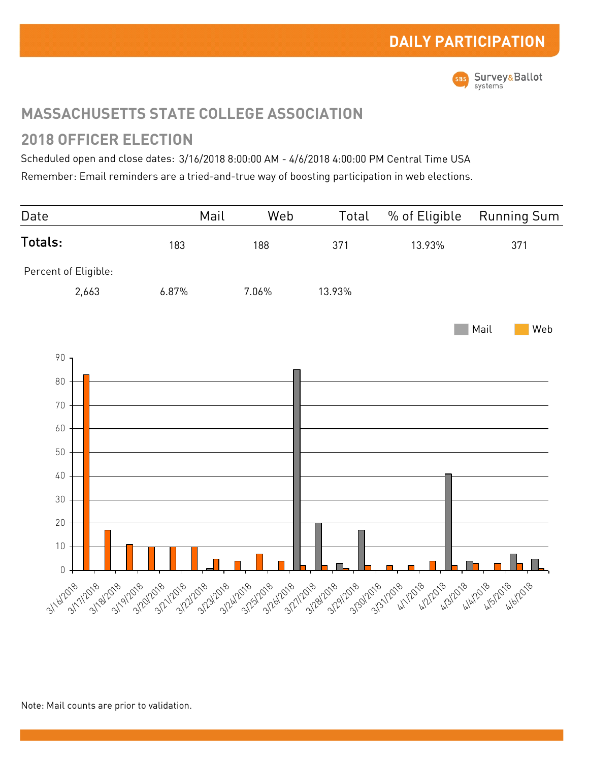## DAILY PARTICIPATION

Survey&Ballot systems

# MASSACHUSETTS STATE COLLEGE ASSOCIATION

## 2018 OFFICER ELECTION

Scheduled open and close dates: 3/16/2018 8:00:00 AM - 4/6/2018 4:00:00 PM Central Time USA

Remember: Email reminders are a tried-and-true way of boosting participation in web elections.

| Date | Mail | Web | Total | % of Eligible | Running Sum |
|---|---|---|---|---|---|
| **Totals:** | 183 | 188 | 371 | 13.93% | 371 |
| Percent of Eligible: | | | | | |
| 2,663 | 6.87% | 7.06% | 13.93% | | |

Mail
Web

90
80
70
60
50
40
30
20
10
0

3/16/2018
3/17/2018
3/18/2018
3/19/2018
3/20/2018
3/21/2018
3/22/2018
3/23/2018
3/24/2018
3/25/2018
3/26/2018
3/27/2018
3/28/2018
3/29/2018
3/30/2018
3/31/2018
4/1/2018
4/2/2018
4/3/2018
4/4/2018
4/5/2018
4/6/2018

Note: Mail counts are prior to validation.